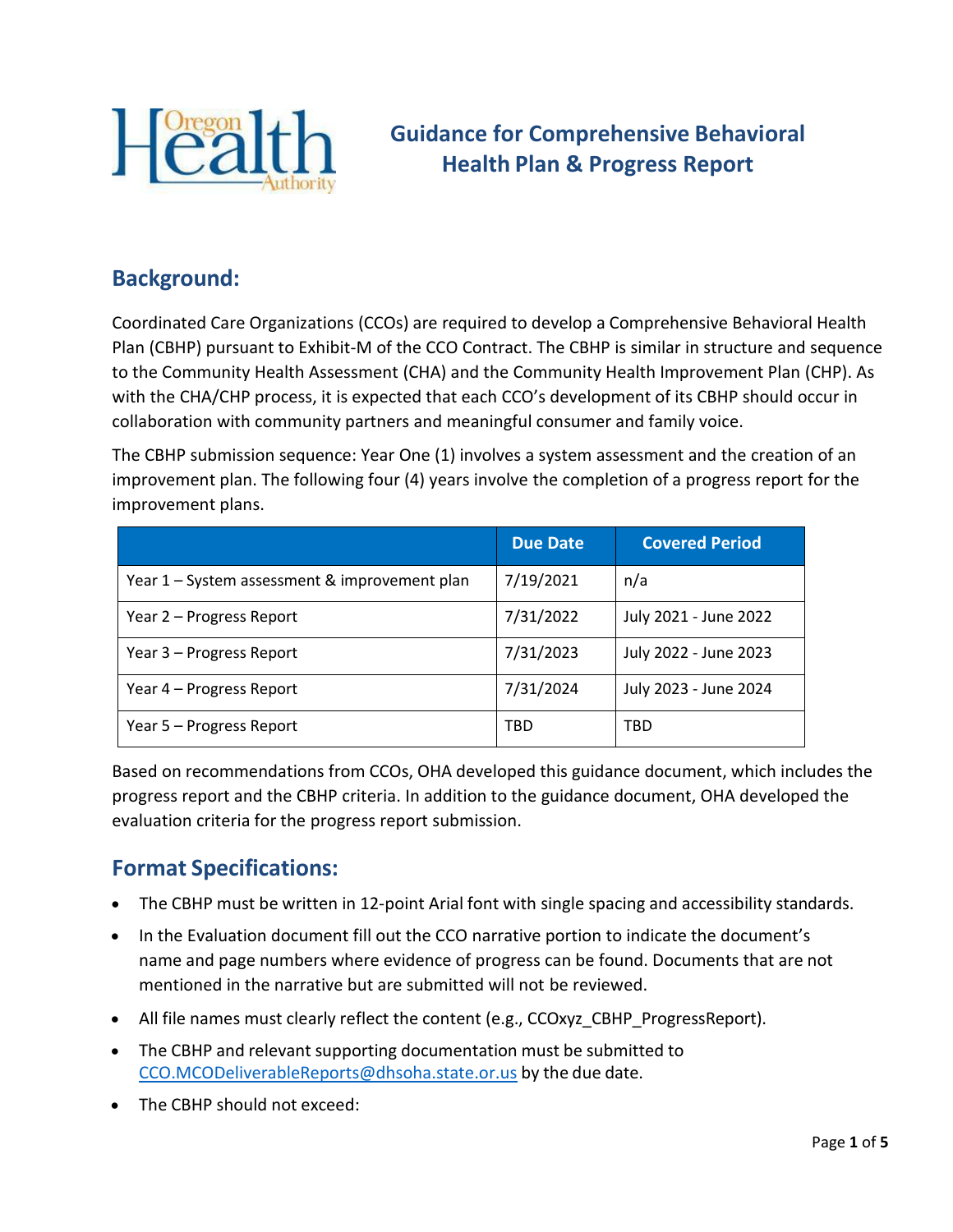# Guidance for Comprehensive Behavioral Health Plan & Progress Report

## Background:

Coordinated Care Organizations (CCOs) are required to develop a Comprehensive Behavioral Health Plan (CBHP) pursuant to Exhibit-M of the CCO Contract. The CBHP is similar in structure and sequence to the Community Health Assessment (CHA) and the Community Health Improvement Plan (CHP). As with the CHA/CHP process, it is expected that each CCO's development of its CBHP should occur in collaboration with community partners and meaningful consumer and family voice.

The CBHP submission sequence: Year One (1) involves a system assessment and the creation of an improvement plan. The following four (4) years involve the completion of a progress report for the improvement plans.

| | Due Date | Covered Period |
|---|---|---|
| Year 1 – System assessment & improvement plan | 7/19/2021 | n/a |
| Year 2 – Progress Report | 7/31/2022 | July 2021 - June 2022 |
| Year 3 – Progress Report | 7/31/2023 | July 2022 - June 2023 |
| Year 4 – Progress Report | 7/31/2024 | July 2023 - June 2024 |
| Year 5 – Progress Report | TBD | TBD |

Based on recommendations from CCOs, OHA developed this guidance document, which includes the progress report and the CBHP criteria. In addition to the guidance document, OHA developed the evaluation criteria for the progress report submission.

## Format Specifications:

- The CBHP must be written in 12-point Arial font with single spacing and accessibility standards.
- In the Evaluation document fill out the CCO narrative portion to indicate the document's name and page numbers where evidence of progress can be found. Documents that are not mentioned in the narrative but are submitted will not be reviewed.
- All file names must clearly reflect the content (e.g., CCOxyz_CBHP_ProgressReport).
- The CBHP and relevant supporting documentation must be submitted to CCO.MCODeliverableReports@dhsoha.state.or.us by the due date.
- The CBHP should not exceed: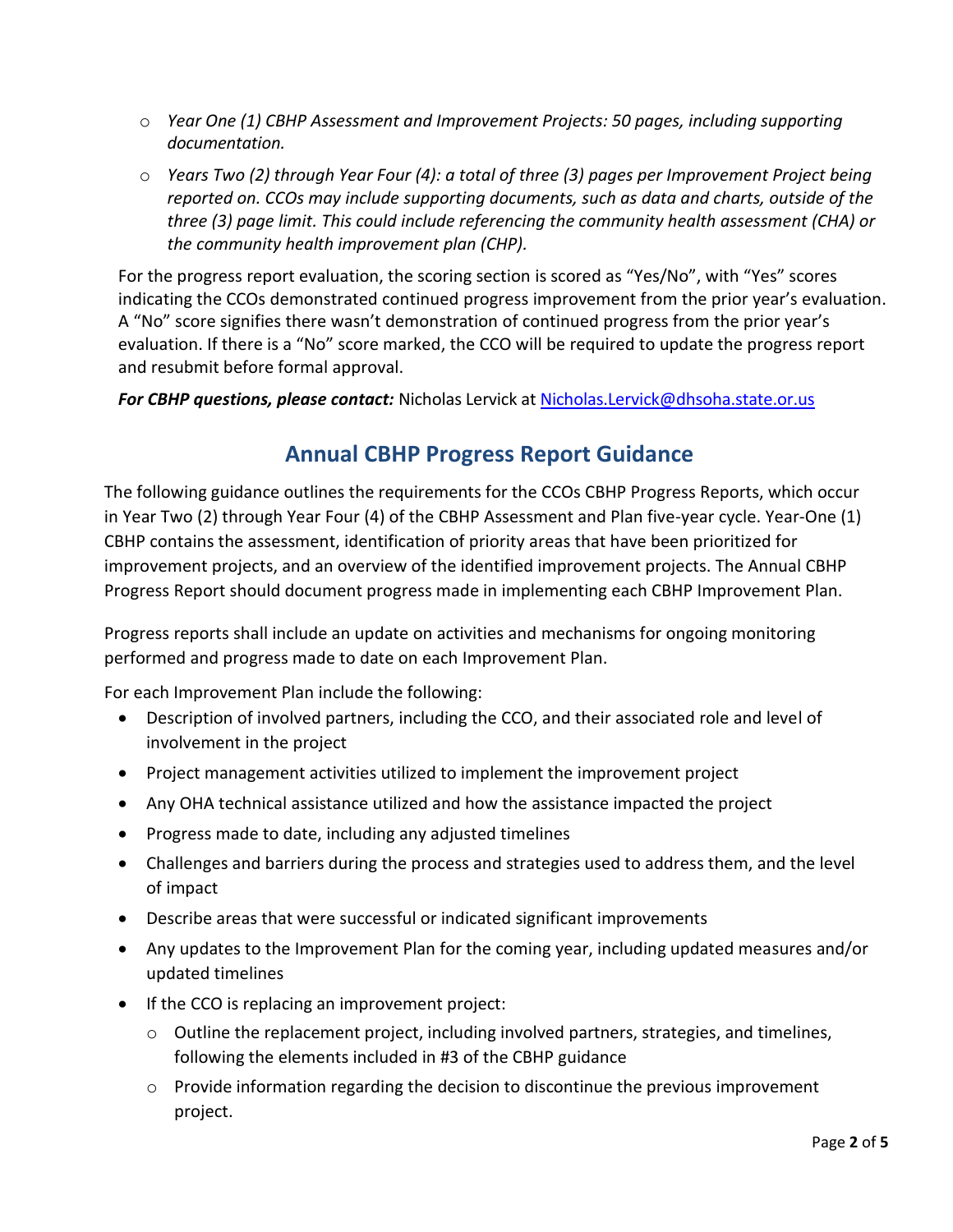- *Year One (1) CBHP Assessment and Improvement Projects: 50 pages, including supporting documentation.*
- *Years Two (2) through Year Four (4): a total of three (3) pages per Improvement Project being reported on. CCOs may include supporting documents, such as data and charts, outside of the three (3) page limit. This could include referencing the community health assessment (CHA) or the community health improvement plan (CHP).*

For the progress report evaluation, the scoring section is scored as "Yes/No", with "Yes" scores indicating the CCOs demonstrated continued progress improvement from the prior year's evaluation. A "No" score signifies there wasn't demonstration of continued progress from the prior year's evaluation. If there is a "No" score marked, the CCO will be required to update the progress report and resubmit before formal approval.

***For CBHP questions, please contact:*** Nicholas Lervick at [Nicholas.Lervick@dhsoha.state.or.us](mailto:Nicholas.Lervick@dhsoha.state.or.us)

## Annual CBHP Progress Report Guidance

The following guidance outlines the requirements for the CCOs CBHP Progress Reports, which occur in Year Two (2) through Year Four (4) of the CBHP Assessment and Plan five-year cycle. Year-One (1) CBHP contains the assessment, identification of priority areas that have been prioritized for improvement projects, and an overview of the identified improvement projects. The Annual CBHP Progress Report should document progress made in implementing each CBHP Improvement Plan.

Progress reports shall include an update on activities and mechanisms for ongoing monitoring performed and progress made to date on each Improvement Plan.

For each Improvement Plan include the following:

- Description of involved partners, including the CCO, and their associated role and level of involvement in the project
- Project management activities utilized to implement the improvement project
- Any OHA technical assistance utilized and how the assistance impacted the project
- Progress made to date, including any adjusted timelines
- Challenges and barriers during the process and strategies used to address them, and the level of impact
- Describe areas that were successful or indicated significant improvements
- Any updates to the Improvement Plan for the coming year, including updated measures and/or updated timelines
- If the CCO is replacing an improvement project:
  - Outline the replacement project, including involved partners, strategies, and timelines, following the elements included in #3 of the CBHP guidance
  - Provide information regarding the decision to discontinue the previous improvement project.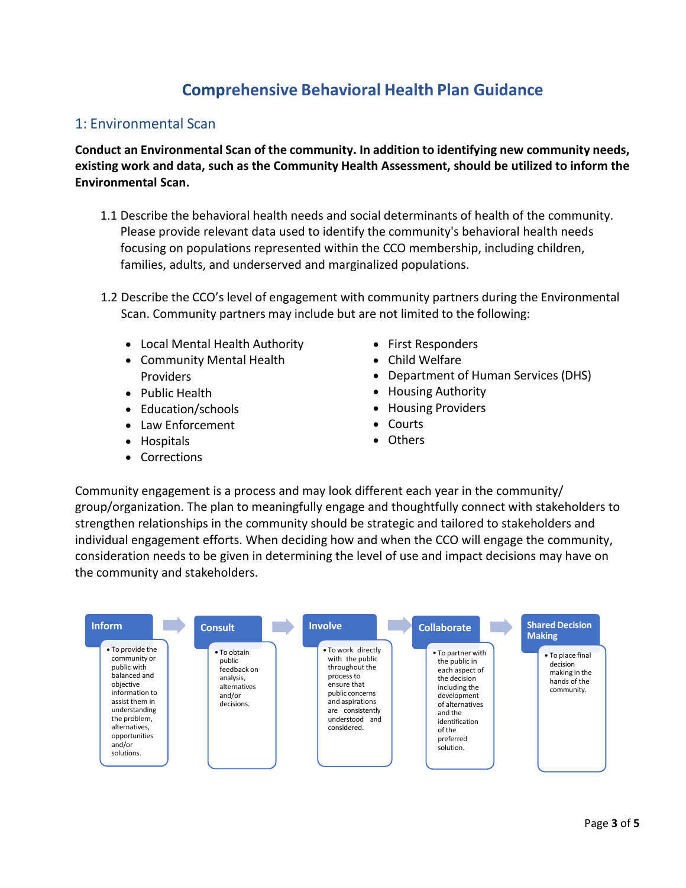# Comprehensive Behavioral Health Plan Guidance

## 1: Environmental Scan

**Conduct an Environmental Scan of the community. In addition to identifying new community needs, existing work and data, such as the Community Health Assessment, should be utilized to inform the Environmental Scan.**

1.1 Describe the behavioral health needs and social determinants of health of the community. Please provide relevant data used to identify the community's behavioral health needs focusing on populations represented within the CCO membership, including children, families, adults, and underserved and marginalized populations.

1.2 Describe the CCO's level of engagement with community partners during the Environmental Scan. Community partners may include but are not limited to the following:

- Local Mental Health Authority
- Community Mental Health Providers
- Public Health
- Education/schools
- Law Enforcement
- Hospitals
- Corrections
- First Responders
- Child Welfare
- Department of Human Services (DHS)
- Housing Authority
- Housing Providers
- Courts
- Others

Community engagement is a process and may look different each year in the community/ group/organization. The plan to meaningfully engage and thoughtfully connect with stakeholders to strengthen relationships in the community should be strategic and tailored to stakeholders and individual engagement efforts. When deciding how and when the CCO will engage the community, consideration needs to be given in determining the level of use and impact decisions may have on the community and stakeholders.

**Inform** → **Consult** → **Involve** → **Collaborate** → **Shared Decision Making**

- **Inform**
  - To provide the community or public with balanced and objective information to assist them in understanding the problem, alternatives, opportunities and/or solutions.
- **Consult**
  - To obtain public feedback on analysis, alternatives and/or decisions.
- **Involve**
  - To work directly with the public throughout the process to ensure that public concerns and aspirations are consistently understood and considered.
- **Collaborate**
  - To partner with the public in each aspect of the decision including the development of alternatives and the identification of the preferred solution.
- **Shared Decision Making**
  - To place final decision making in the hands of the community.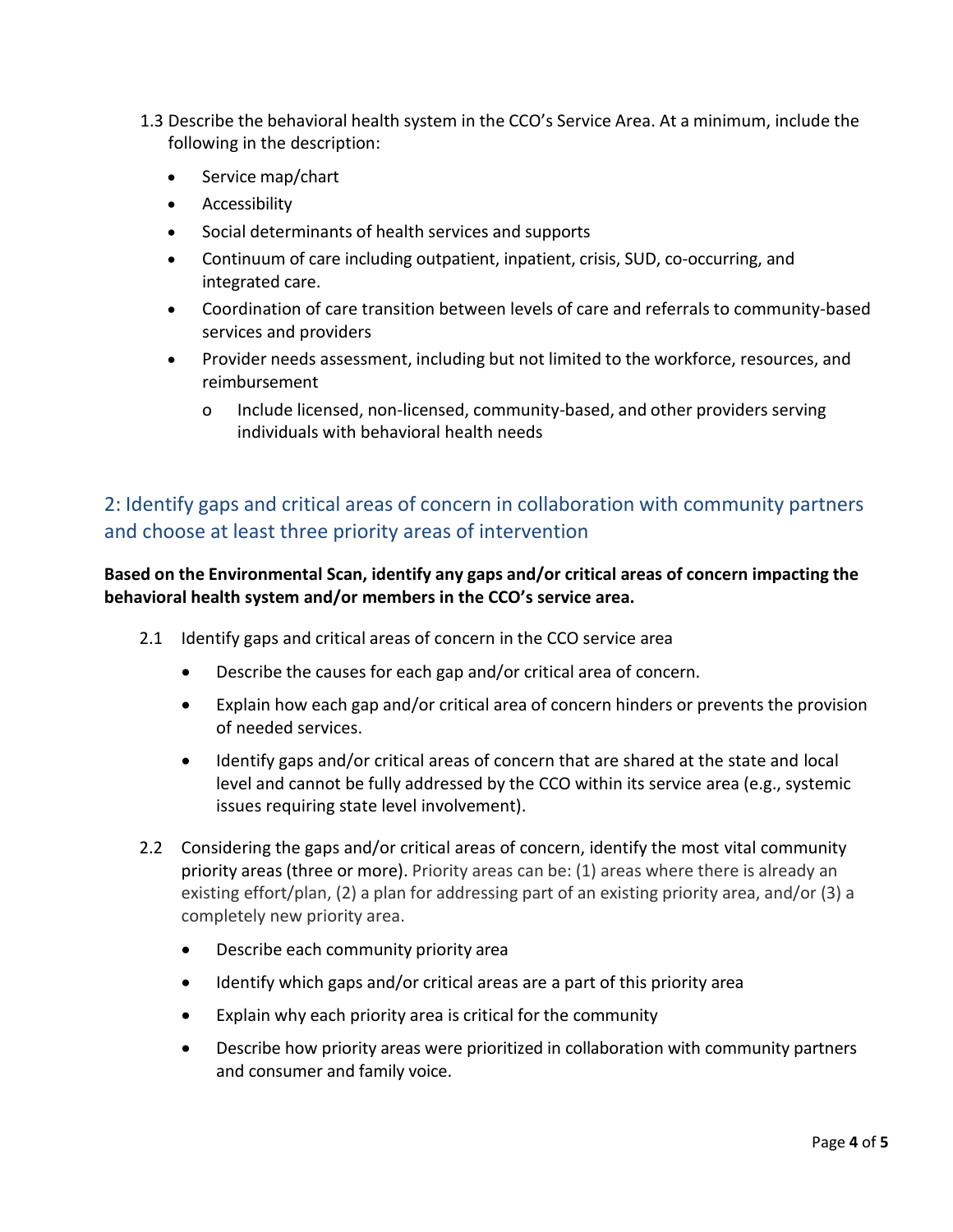1.3 Describe the behavioral health system in the CCO's Service Area. At a minimum, include the following in the description:

- Service map/chart
- Accessibility
- Social determinants of health services and supports
- Continuum of care including outpatient, inpatient, crisis, SUD, co-occurring, and integrated care.
- Coordination of care transition between levels of care and referrals to community-based services and providers
- Provider needs assessment, including but not limited to the workforce, resources, and reimbursement
  - Include licensed, non-licensed, community-based, and other providers serving individuals with behavioral health needs

## 2: Identify gaps and critical areas of concern in collaboration with community partners and choose at least three priority areas of intervention

**Based on the Environmental Scan, identify any gaps and/or critical areas of concern impacting the behavioral health system and/or members in the CCO's service area.**

2.1 Identify gaps and critical areas of concern in the CCO service area

- Describe the causes for each gap and/or critical area of concern.
- Explain how each gap and/or critical area of concern hinders or prevents the provision of needed services.
- Identify gaps and/or critical areas of concern that are shared at the state and local level and cannot be fully addressed by the CCO within its service area (e.g., systemic issues requiring state level involvement).

2.2 Considering the gaps and/or critical areas of concern, identify the most vital community priority areas (three or more). Priority areas can be: (1) areas where there is already an existing effort/plan, (2) a plan for addressing part of an existing priority area, and/or (3) a completely new priority area.

- Describe each community priority area
- Identify which gaps and/or critical areas are a part of this priority area
- Explain why each priority area is critical for the community
- Describe how priority areas were prioritized in collaboration with community partners and consumer and family voice.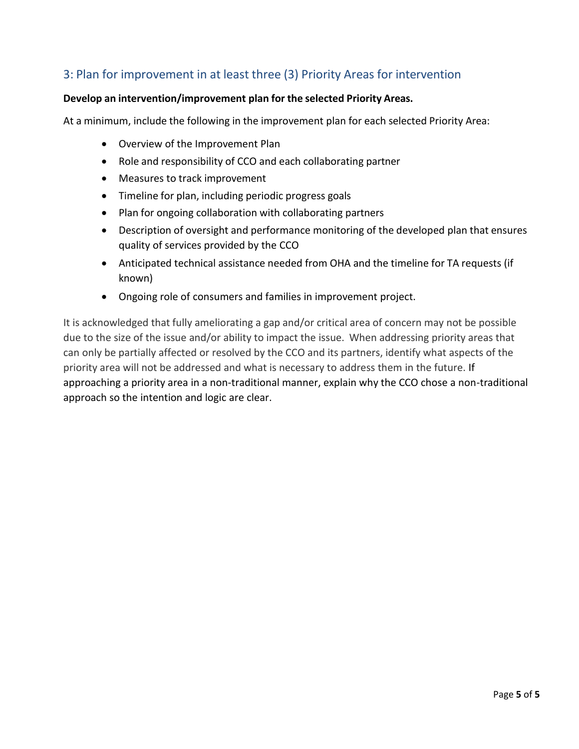## 3: Plan for improvement in at least three (3) Priority Areas for intervention

**Develop an intervention/improvement plan for the selected Priority Areas.**

At a minimum, include the following in the improvement plan for each selected Priority Area:

- Overview of the Improvement Plan
- Role and responsibility of CCO and each collaborating partner
- Measures to track improvement
- Timeline for plan, including periodic progress goals
- Plan for ongoing collaboration with collaborating partners
- Description of oversight and performance monitoring of the developed plan that ensures quality of services provided by the CCO
- Anticipated technical assistance needed from OHA and the timeline for TA requests (if known)
- Ongoing role of consumers and families in improvement project.

It is acknowledged that fully ameliorating a gap and/or critical area of concern may not be possible due to the size of the issue and/or ability to impact the issue. When addressing priority areas that can only be partially affected or resolved by the CCO and its partners, identify what aspects of the priority area will not be addressed and what is necessary to address them in the future. If approaching a priority area in a non-traditional manner, explain why the CCO chose a non-traditional approach so the intention and logic are clear.